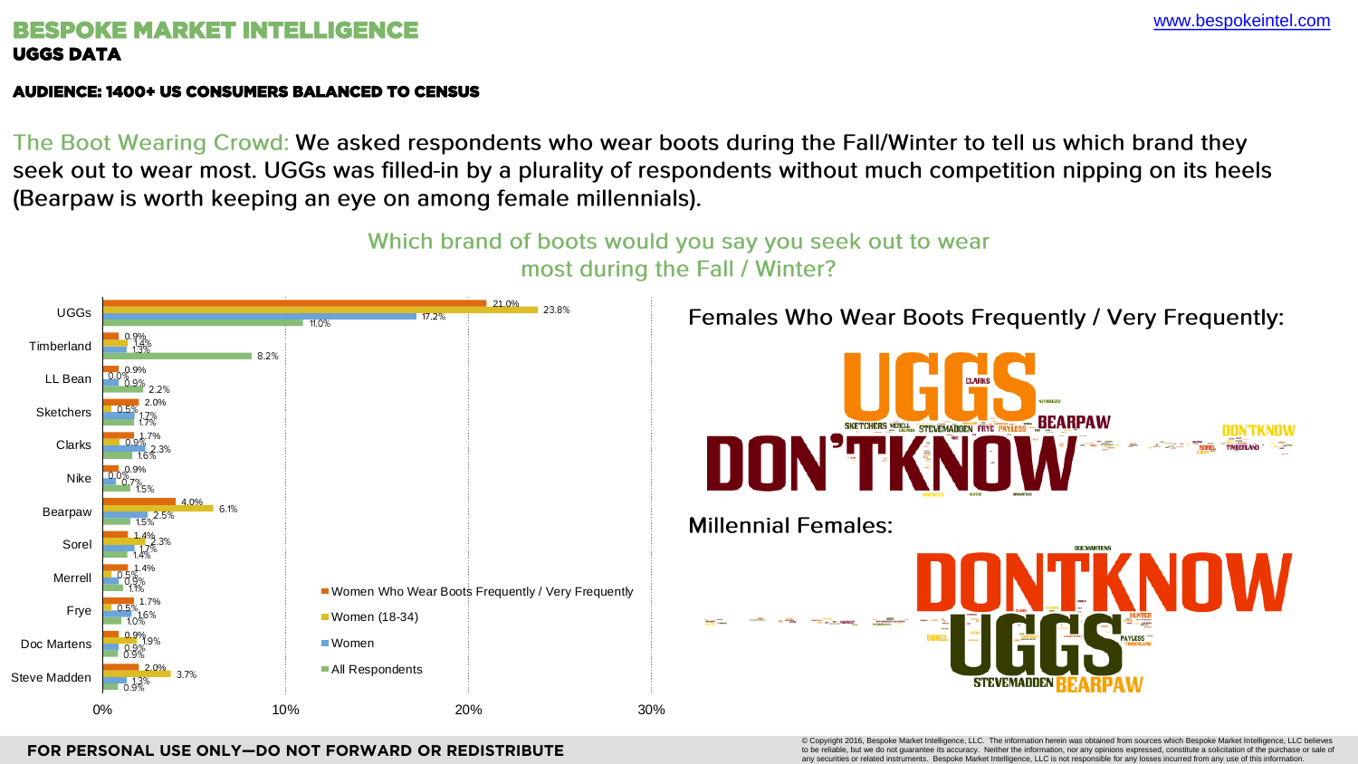# BESPOKE MARKET INTELLIGENCE

## UGGS DATA

**AUDIENCE: 1400+ US CONSUMERS BALANCED TO CENSUS**

The Boot Wearing Crowd: We asked respondents who wear boots during the Fall/Winter to tell us which brand they seek out to wear most. UGGs was filled-in by a plurality of respondents without much competition nipping on its heels (Bearpaw is worth keeping an eye on among female millennials).

### Which brand of boots would you say you seek out to wear most during the Fall / Winter?

| Brand | Women Who Wear Boots Frequently / Very Frequently | Women (18-34) | Women | All Respondents |
|---|---|---|---|---|
| UGGs | 21.0% | 23.8% | 17.2% | 11.0% |
| Timberland | 0.9% | 1.4% | 1.3% | 8.2% |
| LL Bean | 0.9% | 0.0% | 0.9% | 2.2% |
| Sketchers | 2.0% | 0.5% | 1.7% | 1.7% |
| Clarks | 1.7% | 0.9% | 2.3% | 1.6% |
| Nike | 0.9% | 0.0% | 0.7% | 1.5% |
| Bearpaw | 4.0% | 6.1% | 2.5% | 1.5% |
| Sorel | 1.4% | 2.3% | 1.7% | 1.4% |
| Merrell | 1.4% | 0.5% | 0.9% | 1.1% |
| Frye | 1.7% | 0.5% | 1.6% | 1.0% |
| Doc Martens | 0.9% | 1.9% | 0.9% | 0.9% |
| Steve Madden | 2.0% | 3.7% | 1.3% | 0.9% |

**Females Who Wear Boots Frequently / Very Frequently:**

UGGS, DON'TKNOW, BEARPAW, CLARKS, SKETCHERS, MERELL, STEVEMADDEN, FRYE, PAYLESS, DON'TKNOW, SOREL, TIMBERLAND

**Millennial Females:**

DONTKNOW, UGGS, DOCMARTENS, HUNTER, SOREL, PAYLESS, STEVEMADDEN, BEARPAW

FOR PERSONAL USE ONLY—DO NOT FORWARD OR REDISTRIBUTE

© Copyright 2016, Bespoke Market Intelligence, LLC. The information herein was obtained from sources which Bespoke Market Intelligence, LLC believes to be reliable, but we do not guarantee its accuracy. Neither the information, nor any opinions expressed, constitute a solicitation of the purchase or sale of any securities or related instruments. Bespoke Market Intelligence, LLC is not responsible for any losses incurred from any use of this information.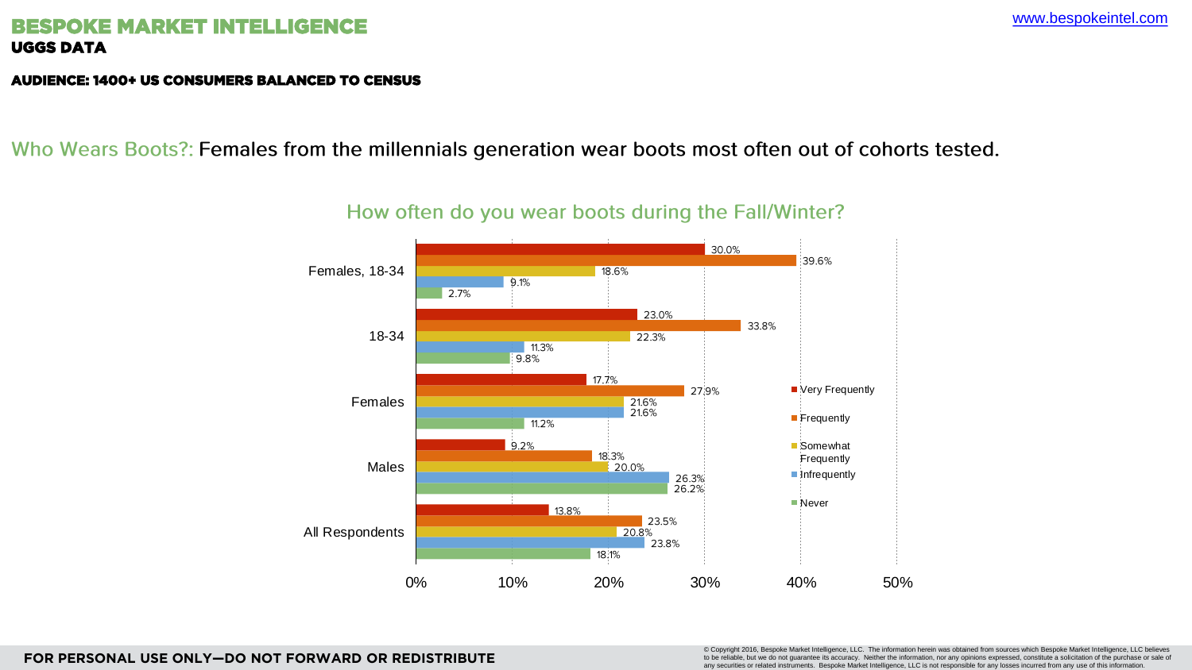## BESPOKE MARKET INTELLIGENCE

**UGGS DATA**

www.bespokeintel.com

**AUDIENCE: 1400+ US CONSUMERS BALANCED TO CENSUS**

Who Wears Boots?: Females from the millennials generation wear boots most often out of cohorts tested.

### How often do you wear boots during the Fall/Winter?

| | Very Frequently | Frequently | Somewhat Frequently | Infrequently | Never |
|---|---|---|---|---|---|
| Females, 18-34 | 30.0% | 39.6% | 18.6% | 9.1% | 2.7% |
| 18-34 | 23.0% | 33.8% | 22.3% | 11.3% | 9.8% |
| Females | 17.7% | 27.9% | 21.6% | 21.6% | 11.2% |
| Males | 9.2% | 18.3% | 20.0% | 26.3% | 26.2% |
| All Respondents | 13.8% | 23.5% | 20.8% | 23.8% | 18.1% |

**FOR PERSONAL USE ONLY—DO NOT FORWARD OR REDISTRIBUTE**

© Copyright 2016, Bespoke Market Intelligence, LLC. The information herein was obtained from sources which Bespoke Market Intelligence, LLC believes to be reliable, but we do not guarantee its accuracy. Neither the information, nor any opinions expressed, constitute a solicitation of the purchase or sale of any securities or related instruments. Bespoke Market Intelligence, LLC is not responsible for any losses incurred from any use of this information.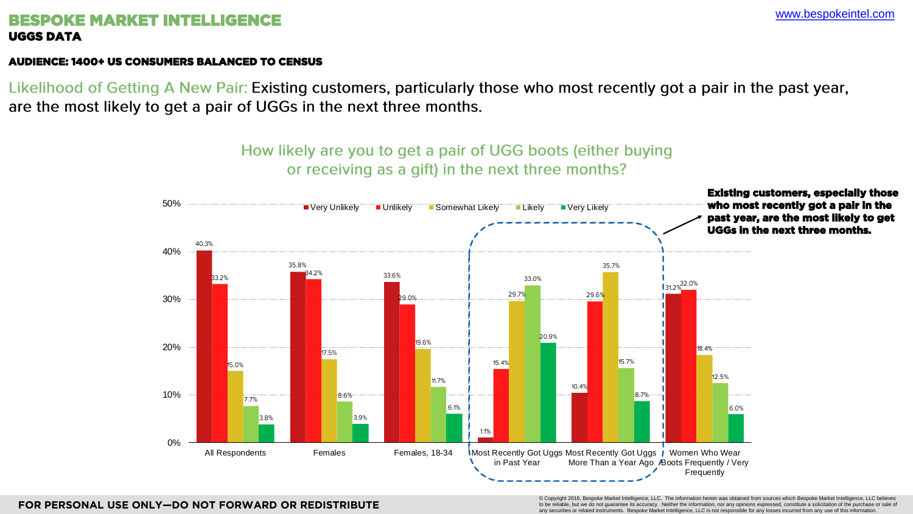# BESPOKE MARKET INTELLIGENCE

**UGGS DATA**

www.bespokeintel.com

**AUDIENCE: 1400+ US CONSUMERS BALANCED TO CENSUS**

Likelihood of Getting A New Pair: Existing customers, particularly those who most recently got a pair in the past year, are the most likely to get a pair of UGGs in the next three months.

## How likely are you to get a pair of UGG boots (either buying or receiving as a gift) in the next three months?

| | Very Unlikely | Unlikely | Somewhat Likely | Likely | Very Likely |
|---|---|---|---|---|---|
| All Respondents | 40.3% | 33.2% | 15.0% | 7.7% | 3.8% |
| Females | 35.8% | 34.2% | 17.5% | 8.6% | 3.9% |
| Females, 18-34 | 33.6% | 29.0% | 19.6% | 11.7% | 6.1% |
| Most Recently Got Uggs in Past Year | 1.1% | 15.4% | 29.7% | 33.0% | 20.9% |
| Most Recently Got Uggs More Than a Year Ago | 10.4% | 29.6% | 35.7% | 15.7% | 8.7% |
| Women Who Wear Boots Frequently / Very Frequently | 31.2% | 32.0% | 18.4% | 12.5% | 6.0% |

**Existing customers, especially those who most recently got a pair in the past year, are the most likely to get UGGs in the next three months.**

**FOR PERSONAL USE ONLY—DO NOT FORWARD OR REDISTRIBUTE**

© Copyright 2016, Bespoke Market Intelligence, LLC. The information herein was obtained from sources which Bespoke Market Intelligence, LLC believes to be reliable, but we do not guarantee its accuracy. Neither the information, nor any opinions expressed, constitute a solicitation of the purchase or sale of any securities or related instruments. Bespoke Market Intelligence, LLC is not responsible for any losses incurred from any use of this information.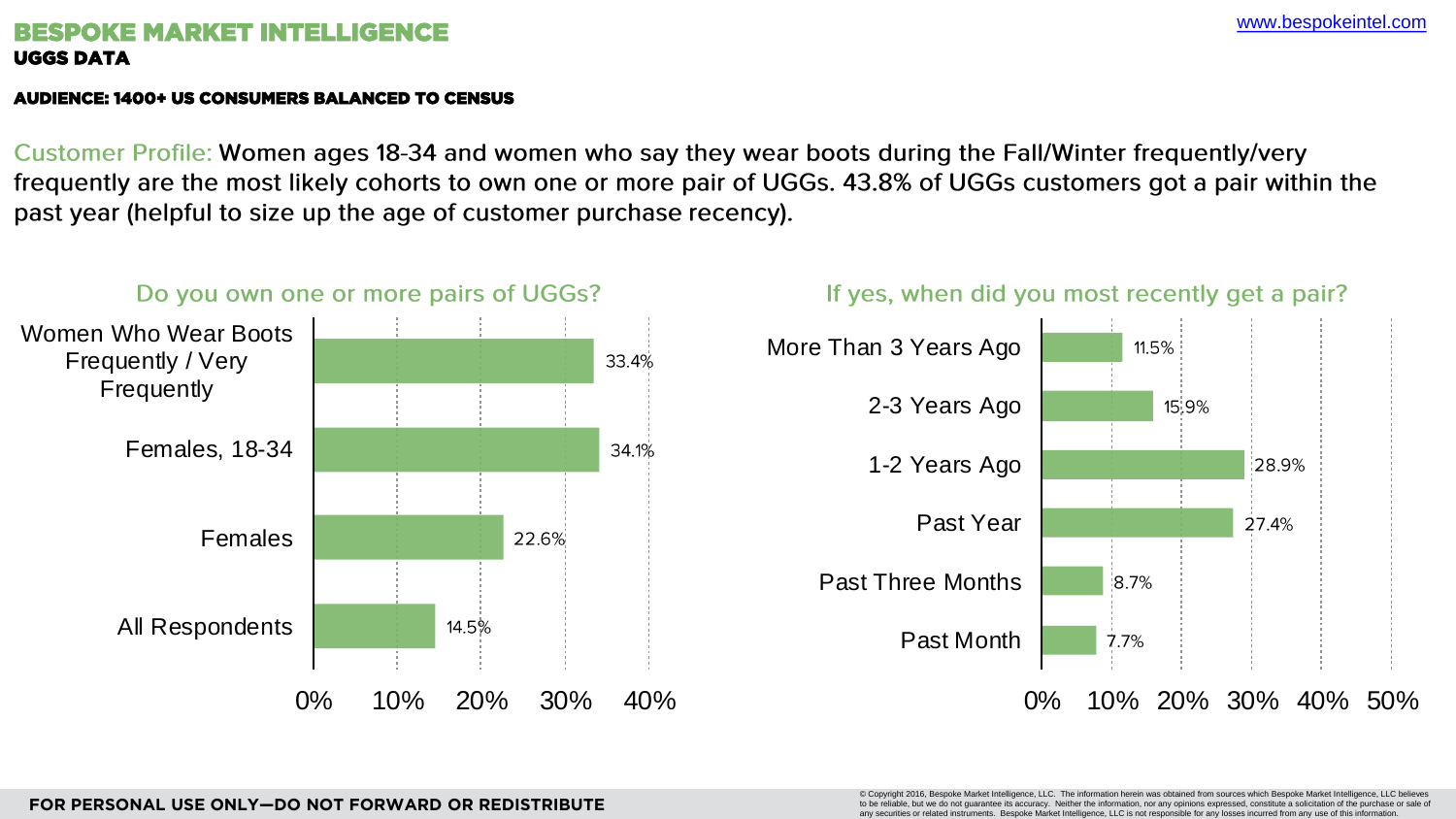# BESPOKE MARKET INTELLIGENCE

**UGGS DATA**

www.bespokeintel.com

**AUDIENCE: 1400+ US CONSUMERS BALANCED TO CENSUS**

Customer Profile: Women ages 18-34 and women who say they wear boots during the Fall/Winter frequently/very frequently are the most likely cohorts to own one or more pair of UGGs. 43.8% of UGGs customers got a pair within the past year (helpful to size up the age of customer purchase recency).

### Do you own one or more pairs of UGGs?

| Group | % |
|---|---|
| Women Who Wear Boots Frequently / Very Frequently | 33.4% |
| Females, 18-34 | 34.1% |
| Females | 22.6% |
| All Respondents | 14.5% |

### If yes, when did you most recently get a pair?

| Timeframe | % |
|---|---|
| More Than 3 Years Ago | 11.5% |
| 2-3 Years Ago | 15.9% |
| 1-2 Years Ago | 28.9% |
| Past Year | 27.4% |
| Past Three Months | 8.7% |
| Past Month | 7.7% |

**FOR PERSONAL USE ONLY—DO NOT FORWARD OR REDISTRIBUTE**

© Copyright 2016, Bespoke Market Intelligence, LLC. The information herein was obtained from sources which Bespoke Market Intelligence, LLC believes to be reliable, but we do not guarantee its accuracy. Neither the information, nor any opinions expressed, constitute a solicitation of the purchase or sale of any securities or related instruments. Bespoke Market Intelligence, LLC is not responsible for any losses incurred from any use of this information.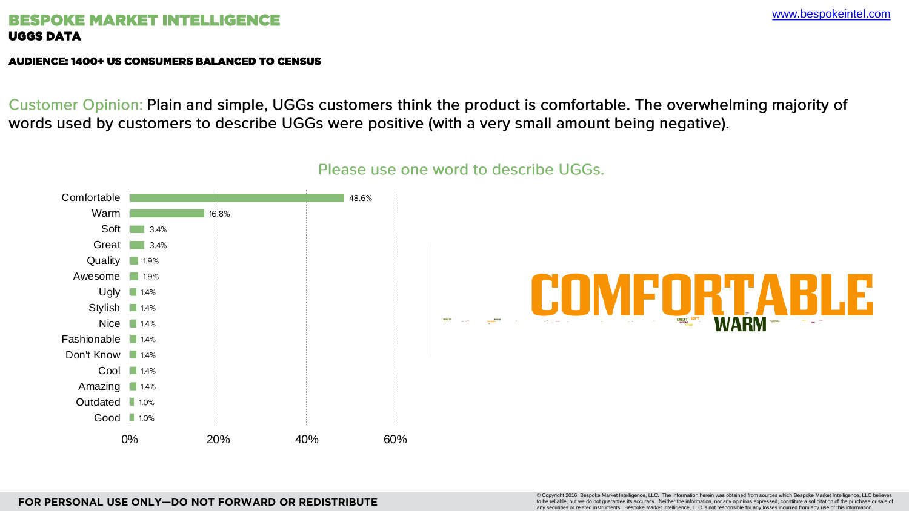# BESPOKE MARKET INTELLIGENCE

**UGGS DATA**

**AUDIENCE: 1400+ US CONSUMERS BALANCED TO CENSUS**

Customer Opinion: Plain and simple, UGGs customers think the product is comfortable. The overwhelming majority of words used by customers to describe UGGs were positive (with a very small amount being negative).

Please use one word to describe UGGs.

Comfortable 48.6%
Warm 16.8%
Soft 3.4%
Great 3.4%
Quality 1.9%
Awesome 1.9%
Ugly 1.4%
Stylish 1.4%
Nice 1.4%
Fashionable 1.4%
Don't Know 1.4%
Cool 1.4%
Amazing 1.4%
Outdated 1.0%
Good 1.0%

0% 20% 40% 60%

COMFORTABLE
WARM

**FOR PERSONAL USE ONLY—DO NOT FORWARD OR REDISTRIBUTE**

© Copyright 2016, Bespoke Market Intelligence, LLC. The information herein was obtained from sources which Bespoke Market Intelligence, LLC believes to be reliable, but we do not guarantee its accuracy. Neither the information, nor any opinions expressed, constitute a solicitation of the purchase or sale of any securities or related instruments. Bespoke Market Intelligence, LLC is not responsible for any losses incurred from any use of this information.